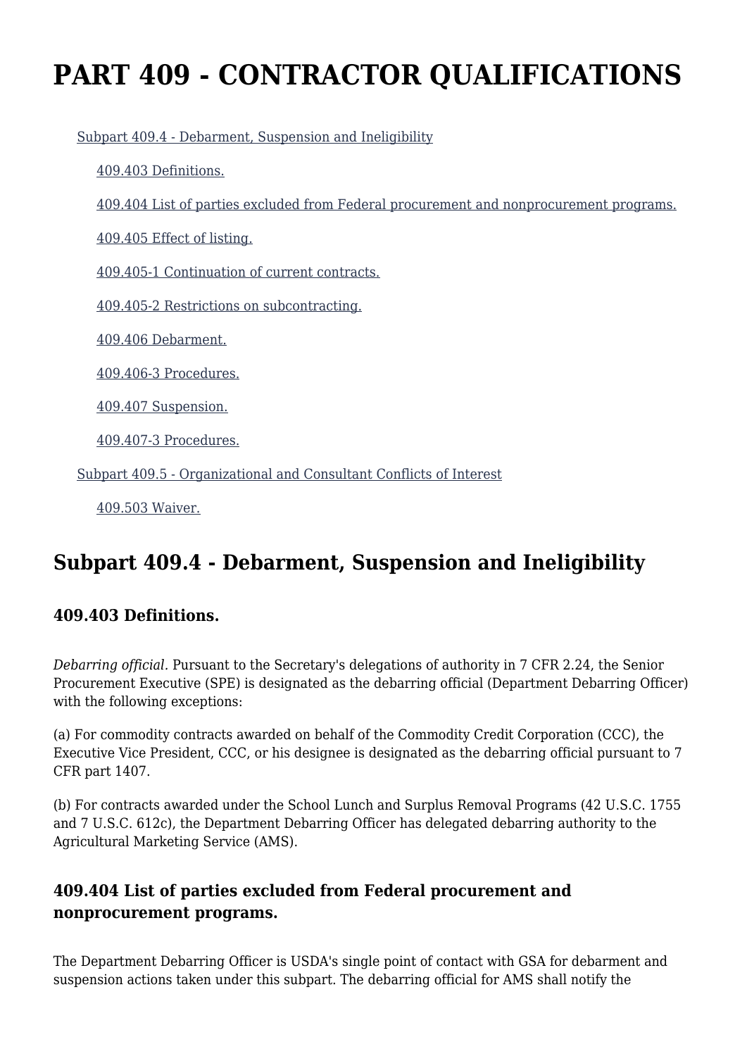# PART 409 - CONTRACTOR QUALIFICATIONS

- Subpart 409.4 - Debarment, Suspension and Ineligibility
  - 409.403 Definitions.
  - 409.404 List of parties excluded from Federal procurement and nonprocurement programs.
  - 409.405 Effect of listing.
  - 409.405-1 Continuation of current contracts.
  - 409.405-2 Restrictions on subcontracting.
  - 409.406 Debarment.
  - 409.406-3 Procedures.
  - 409.407 Suspension.
  - 409.407-3 Procedures.
- Subpart 409.5 - Organizational and Consultant Conflicts of Interest
  - 409.503 Waiver.

## Subpart 409.4 - Debarment, Suspension and Ineligibility

### 409.403 Definitions.

*Debarring official.* Pursuant to the Secretary's delegations of authority in 7 CFR 2.24, the Senior Procurement Executive (SPE) is designated as the debarring official (Department Debarring Officer) with the following exceptions:

(a) For commodity contracts awarded on behalf of the Commodity Credit Corporation (CCC), the Executive Vice President, CCC, or his designee is designated as the debarring official pursuant to 7 CFR part 1407.

(b) For contracts awarded under the School Lunch and Surplus Removal Programs (42 U.S.C. 1755 and 7 U.S.C. 612c), the Department Debarring Officer has delegated debarring authority to the Agricultural Marketing Service (AMS).

### 409.404 List of parties excluded from Federal procurement and nonprocurement programs.

The Department Debarring Officer is USDA's single point of contact with GSA for debarment and suspension actions taken under this subpart. The debarring official for AMS shall notify the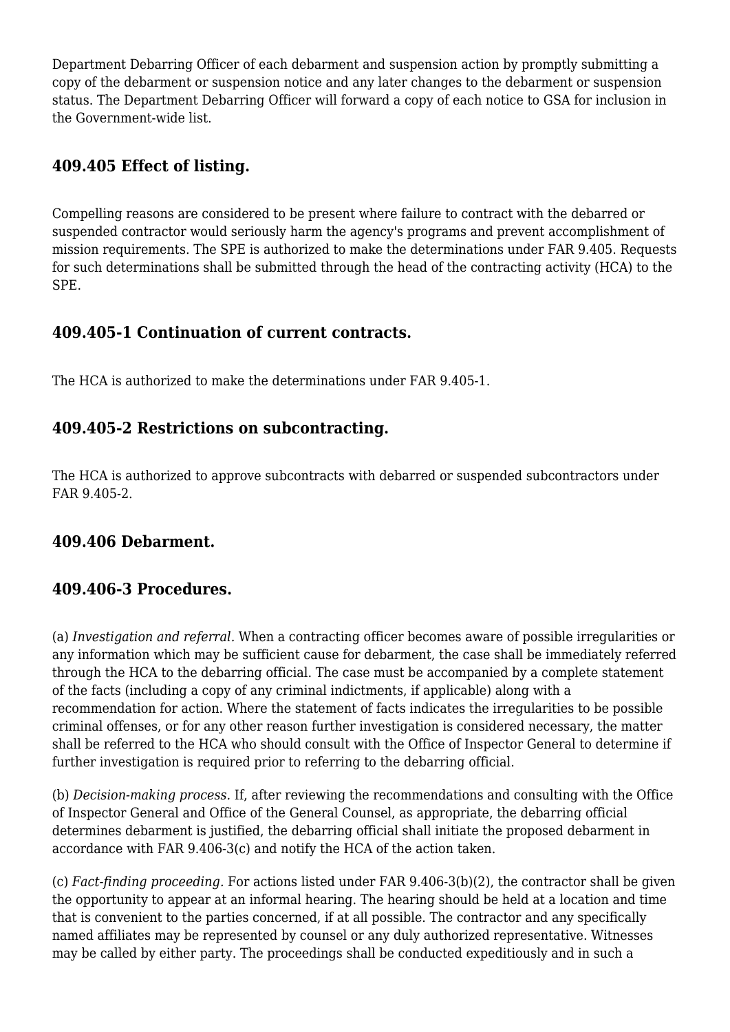Department Debarring Officer of each debarment and suspension action by promptly submitting a copy of the debarment or suspension notice and any later changes to the debarment or suspension status. The Department Debarring Officer will forward a copy of each notice to GSA for inclusion in the Government-wide list.

### 409.405 Effect of listing.

Compelling reasons are considered to be present where failure to contract with the debarred or suspended contractor would seriously harm the agency's programs and prevent accomplishment of mission requirements. The SPE is authorized to make the determinations under FAR 9.405. Requests for such determinations shall be submitted through the head of the contracting activity (HCA) to the SPE.

### 409.405-1 Continuation of current contracts.

The HCA is authorized to make the determinations under FAR 9.405-1.

### 409.405-2 Restrictions on subcontracting.

The HCA is authorized to approve subcontracts with debarred or suspended subcontractors under FAR 9.405-2.

### 409.406 Debarment.

### 409.406-3 Procedures.

(a) *Investigation and referral.* When a contracting officer becomes aware of possible irregularities or any information which may be sufficient cause for debarment, the case shall be immediately referred through the HCA to the debarring official. The case must be accompanied by a complete statement of the facts (including a copy of any criminal indictments, if applicable) along with a recommendation for action. Where the statement of facts indicates the irregularities to be possible criminal offenses, or for any other reason further investigation is considered necessary, the matter shall be referred to the HCA who should consult with the Office of Inspector General to determine if further investigation is required prior to referring to the debarring official.

(b) *Decision-making process.* If, after reviewing the recommendations and consulting with the Office of Inspector General and Office of the General Counsel, as appropriate, the debarring official determines debarment is justified, the debarring official shall initiate the proposed debarment in accordance with FAR 9.406-3(c) and notify the HCA of the action taken.

(c) *Fact-finding proceeding.* For actions listed under FAR 9.406-3(b)(2), the contractor shall be given the opportunity to appear at an informal hearing. The hearing should be held at a location and time that is convenient to the parties concerned, if at all possible. The contractor and any specifically named affiliates may be represented by counsel or any duly authorized representative. Witnesses may be called by either party. The proceedings shall be conducted expeditiously and in such a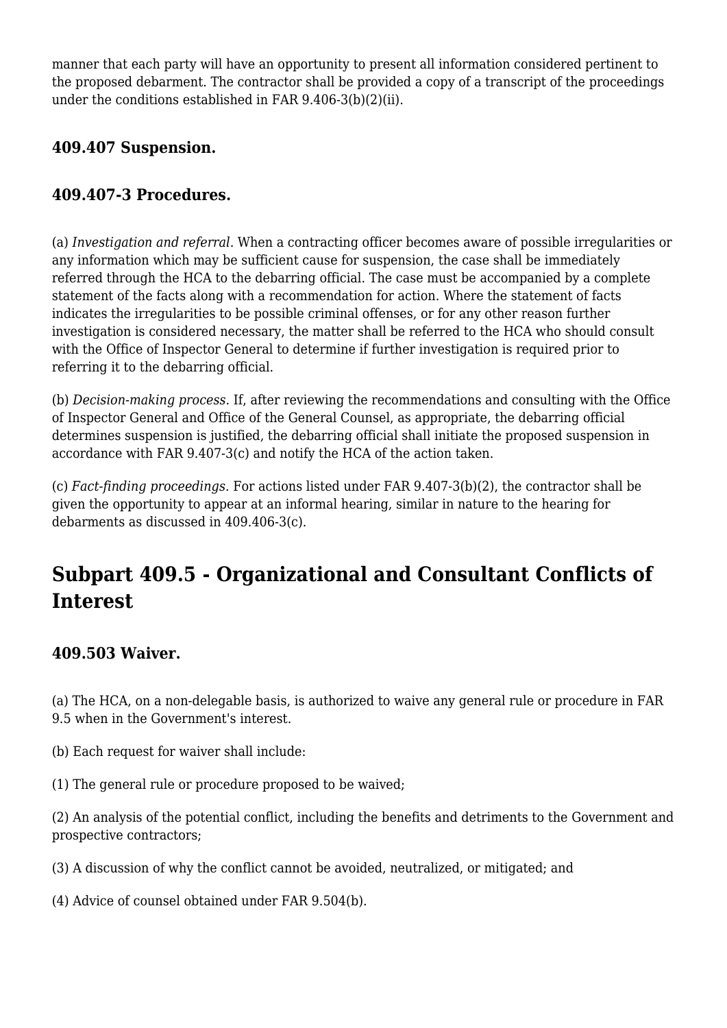manner that each party will have an opportunity to present all information considered pertinent to the proposed debarment. The contractor shall be provided a copy of a transcript of the proceedings under the conditions established in FAR 9.406-3(b)(2)(ii).

### 409.407 Suspension.

### 409.407-3 Procedures.

(a) *Investigation and referral.* When a contracting officer becomes aware of possible irregularities or any information which may be sufficient cause for suspension, the case shall be immediately referred through the HCA to the debarring official. The case must be accompanied by a complete statement of the facts along with a recommendation for action. Where the statement of facts indicates the irregularities to be possible criminal offenses, or for any other reason further investigation is considered necessary, the matter shall be referred to the HCA who should consult with the Office of Inspector General to determine if further investigation is required prior to referring it to the debarring official.

(b) *Decision-making process.* If, after reviewing the recommendations and consulting with the Office of Inspector General and Office of the General Counsel, as appropriate, the debarring official determines suspension is justified, the debarring official shall initiate the proposed suspension in accordance with FAR 9.407-3(c) and notify the HCA of the action taken.

(c) *Fact-finding proceedings.* For actions listed under FAR 9.407-3(b)(2), the contractor shall be given the opportunity to appear at an informal hearing, similar in nature to the hearing for debarments as discussed in 409.406-3(c).

## Subpart 409.5 - Organizational and Consultant Conflicts of Interest

### 409.503 Waiver.

(a) The HCA, on a non-delegable basis, is authorized to waive any general rule or procedure in FAR 9.5 when in the Government's interest.

(b) Each request for waiver shall include:

(1) The general rule or procedure proposed to be waived;

(2) An analysis of the potential conflict, including the benefits and detriments to the Government and prospective contractors;

(3) A discussion of why the conflict cannot be avoided, neutralized, or mitigated; and

(4) Advice of counsel obtained under FAR 9.504(b).